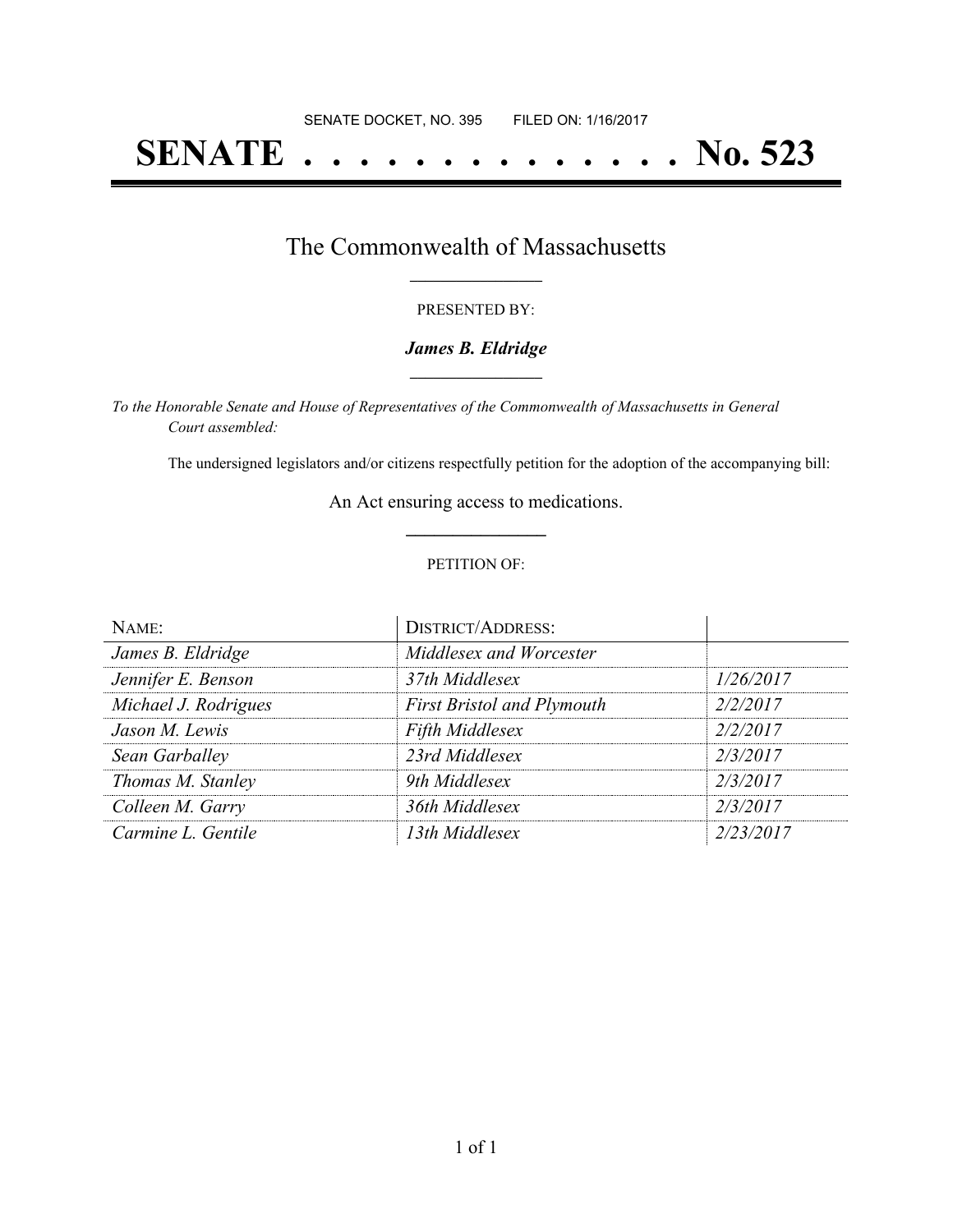SENATE DOCKET, NO. 395        FILED ON: 1/16/2017

# SENATE . . . . . . . . . . . . . . No. 523

## The Commonwealth of Massachusetts

PRESENTED BY:

***James B. Eldridge***

*To the Honorable Senate and House of Representatives of the Commonwealth of Massachusetts in General Court assembled:*

The undersigned legislators and/or citizens respectfully petition for the adoption of the accompanying bill:

An Act ensuring access to medications.

PETITION OF:

| NAME: | DISTRICT/ADDRESS: | |
|---|---|---|
| *James B. Eldridge* | *Middlesex and Worcester* | |
| *Jennifer E. Benson* | *37th Middlesex* | *1/26/2017* |
| *Michael J. Rodrigues* | *First Bristol and Plymouth* | *2/2/2017* |
| *Jason M. Lewis* | *Fifth Middlesex* | *2/2/2017* |
| *Sean Garballey* | *23rd Middlesex* | *2/3/2017* |
| *Thomas M. Stanley* | *9th Middlesex* | *2/3/2017* |
| *Colleen M. Garry* | *36th Middlesex* | *2/3/2017* |
| *Carmine L. Gentile* | *13th Middlesex* | *2/23/2017* |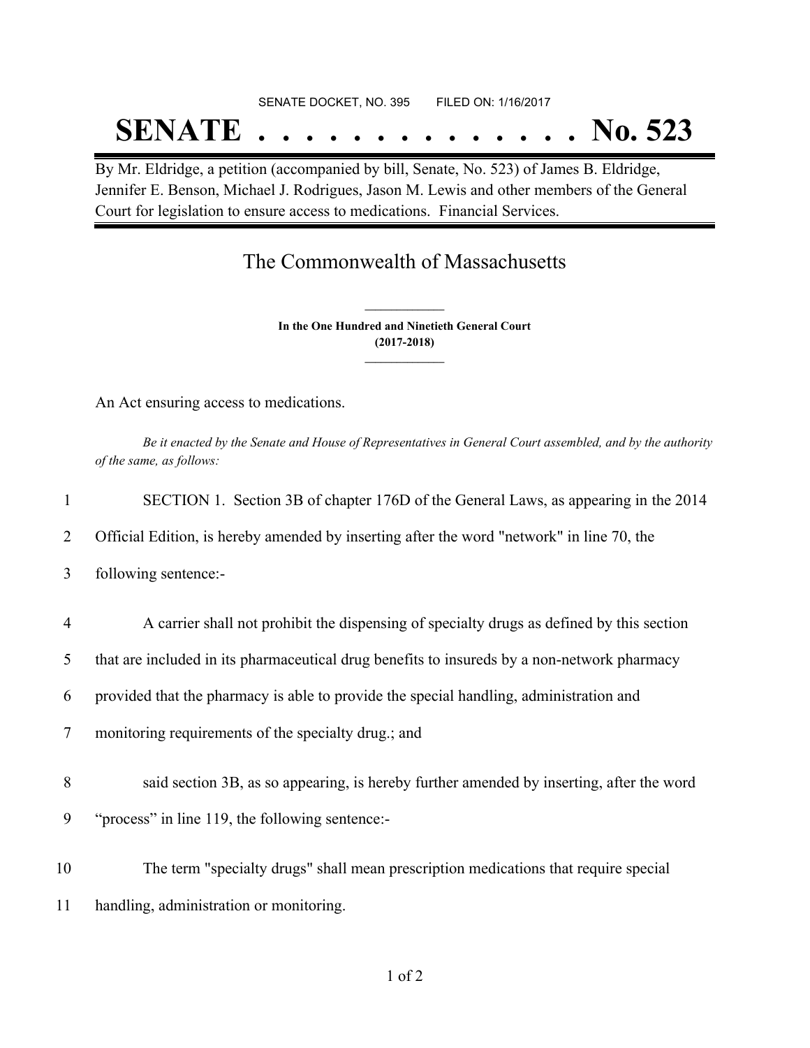SENATE DOCKET, NO. 395        FILED ON: 1/16/2017

# SENATE . . . . . . . . . . . . . . No. 523

By Mr. Eldridge, a petition (accompanied by bill, Senate, No. 523) of James B. Eldridge, Jennifer E. Benson, Michael J. Rodrigues, Jason M. Lewis and other members of the General Court for legislation to ensure access to medications. Financial Services.

## The Commonwealth of Massachusetts

**In the One Hundred and Ninetieth General Court**
**(2017-2018)**

An Act ensuring access to medications.

*Be it enacted by the Senate and House of Representatives in General Court assembled, and by the authority of the same, as follows:*

1 SECTION 1. Section 3B of chapter 176D of the General Laws, as appearing in the 2014
2 Official Edition, is hereby amended by inserting after the word "network" in line 70, the
3 following sentence:-

4 A carrier shall not prohibit the dispensing of specialty drugs as defined by this section
5 that are included in its pharmaceutical drug benefits to insureds by a non-network pharmacy
6 provided that the pharmacy is able to provide the special handling, administration and
7 monitoring requirements of the specialty drug.; and

8 said section 3B, as so appearing, is hereby further amended by inserting, after the word
9 "process" in line 119, the following sentence:-

10 The term "specialty drugs" shall mean prescription medications that require special
11 handling, administration or monitoring.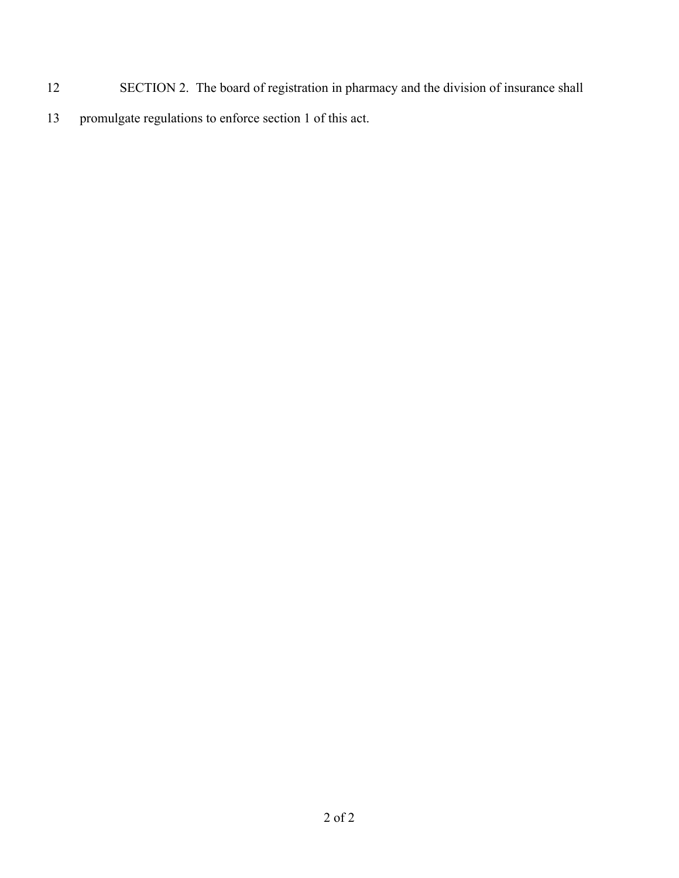SECTION 2. The board of registration in pharmacy and the division of insurance shall promulgate regulations to enforce section 1 of this act.